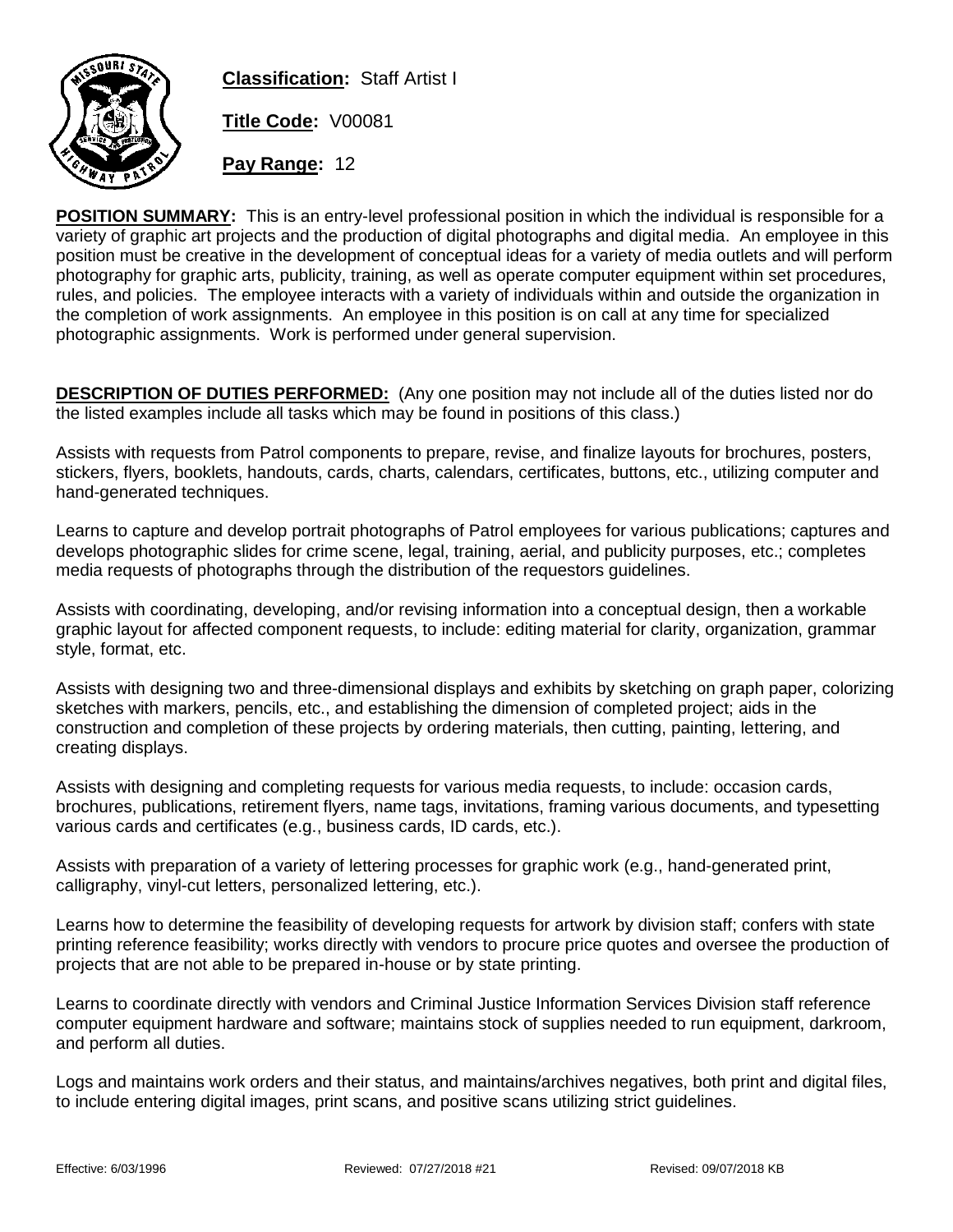**Classification:** Staff Artist I

**Title Code:** V00081

**Pay Range:** 12

**POSITION SUMMARY:** This is an entry-level professional position in which the individual is responsible for a variety of graphic art projects and the production of digital photographs and digital media. An employee in this position must be creative in the development of conceptual ideas for a variety of media outlets and will perform photography for graphic arts, publicity, training, as well as operate computer equipment within set procedures, rules, and policies. The employee interacts with a variety of individuals within and outside the organization in the completion of work assignments. An employee in this position is on call at any time for specialized photographic assignments. Work is performed under general supervision.

**DESCRIPTION OF DUTIES PERFORMED:** (Any one position may not include all of the duties listed nor do the listed examples include all tasks which may be found in positions of this class.)

Assists with requests from Patrol components to prepare, revise, and finalize layouts for brochures, posters, stickers, flyers, booklets, handouts, cards, charts, calendars, certificates, buttons, etc., utilizing computer and hand-generated techniques.

Learns to capture and develop portrait photographs of Patrol employees for various publications; captures and develops photographic slides for crime scene, legal, training, aerial, and publicity purposes, etc.; completes media requests of photographs through the distribution of the requestors guidelines.

Assists with coordinating, developing, and/or revising information into a conceptual design, then a workable graphic layout for affected component requests, to include: editing material for clarity, organization, grammar style, format, etc.

Assists with designing two and three-dimensional displays and exhibits by sketching on graph paper, colorizing sketches with markers, pencils, etc., and establishing the dimension of completed project; aids in the construction and completion of these projects by ordering materials, then cutting, painting, lettering, and creating displays.

Assists with designing and completing requests for various media requests, to include: occasion cards, brochures, publications, retirement flyers, name tags, invitations, framing various documents, and typesetting various cards and certificates (e.g., business cards, ID cards, etc.).

Assists with preparation of a variety of lettering processes for graphic work (e.g., hand-generated print, calligraphy, vinyl-cut letters, personalized lettering, etc.).

Learns how to determine the feasibility of developing requests for artwork by division staff; confers with state printing reference feasibility; works directly with vendors to procure price quotes and oversee the production of projects that are not able to be prepared in-house or by state printing.

Learns to coordinate directly with vendors and Criminal Justice Information Services Division staff reference computer equipment hardware and software; maintains stock of supplies needed to run equipment, darkroom, and perform all duties.

Logs and maintains work orders and their status, and maintains/archives negatives, both print and digital files, to include entering digital images, print scans, and positive scans utilizing strict guidelines.

Effective: 6/03/1996 Reviewed: 07/27/2018 #21 Revised: 09/07/2018 KB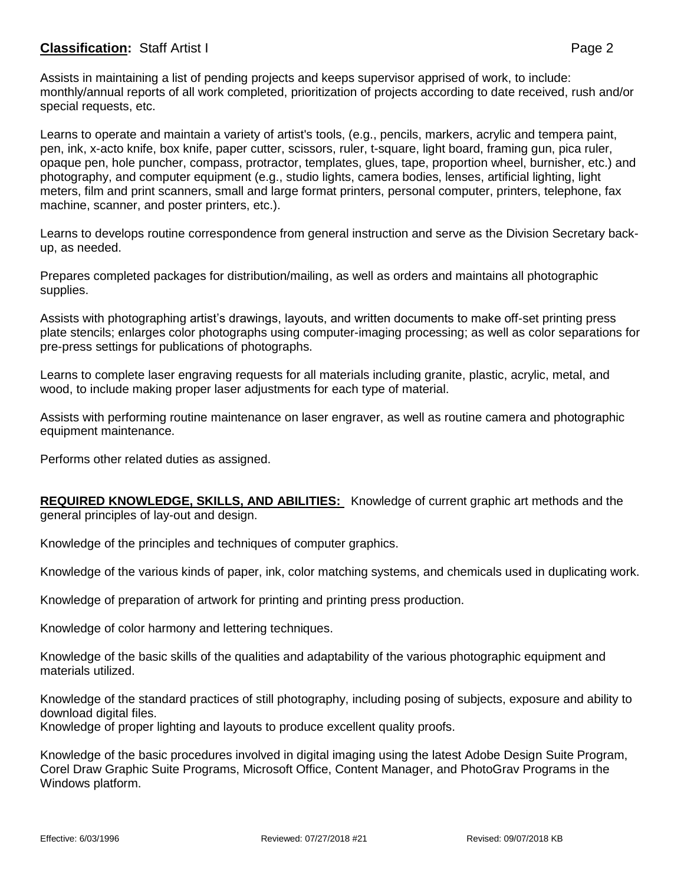Assists in maintaining a list of pending projects and keeps supervisor apprised of work, to include: monthly/annual reports of all work completed, prioritization of projects according to date received, rush and/or special requests, etc.

Learns to operate and maintain a variety of artist's tools, (e.g., pencils, markers, acrylic and tempera paint, pen, ink, x-acto knife, box knife, paper cutter, scissors, ruler, t-square, light board, framing gun, pica ruler, opaque pen, hole puncher, compass, protractor, templates, glues, tape, proportion wheel, burnisher, etc.) and photography, and computer equipment (e.g., studio lights, camera bodies, lenses, artificial lighting, light meters, film and print scanners, small and large format printers, personal computer, printers, telephone, fax machine, scanner, and poster printers, etc.).

Learns to develops routine correspondence from general instruction and serve as the Division Secretary back-up, as needed.

Prepares completed packages for distribution/mailing, as well as orders and maintains all photographic supplies.

Assists with photographing artist's drawings, layouts, and written documents to make off-set printing press plate stencils; enlarges color photographs using computer-imaging processing; as well as color separations for pre-press settings for publications of photographs.

Learns to complete laser engraving requests for all materials including granite, plastic, acrylic, metal, and wood, to include making proper laser adjustments for each type of material.

Assists with performing routine maintenance on laser engraver, as well as routine camera and photographic equipment maintenance.

Performs other related duties as assigned.

**REQUIRED KNOWLEDGE, SKILLS, AND ABILITIES:** Knowledge of current graphic art methods and the general principles of lay-out and design.

Knowledge of the principles and techniques of computer graphics.

Knowledge of the various kinds of paper, ink, color matching systems, and chemicals used in duplicating work.

Knowledge of preparation of artwork for printing and printing press production.

Knowledge of color harmony and lettering techniques.

Knowledge of the basic skills of the qualities and adaptability of the various photographic equipment and materials utilized.

Knowledge of the standard practices of still photography, including posing of subjects, exposure and ability to download digital files.
Knowledge of proper lighting and layouts to produce excellent quality proofs.

Knowledge of the basic procedures involved in digital imaging using the latest Adobe Design Suite Program, Corel Draw Graphic Suite Programs, Microsoft Office, Content Manager, and PhotoGrav Programs in the Windows platform.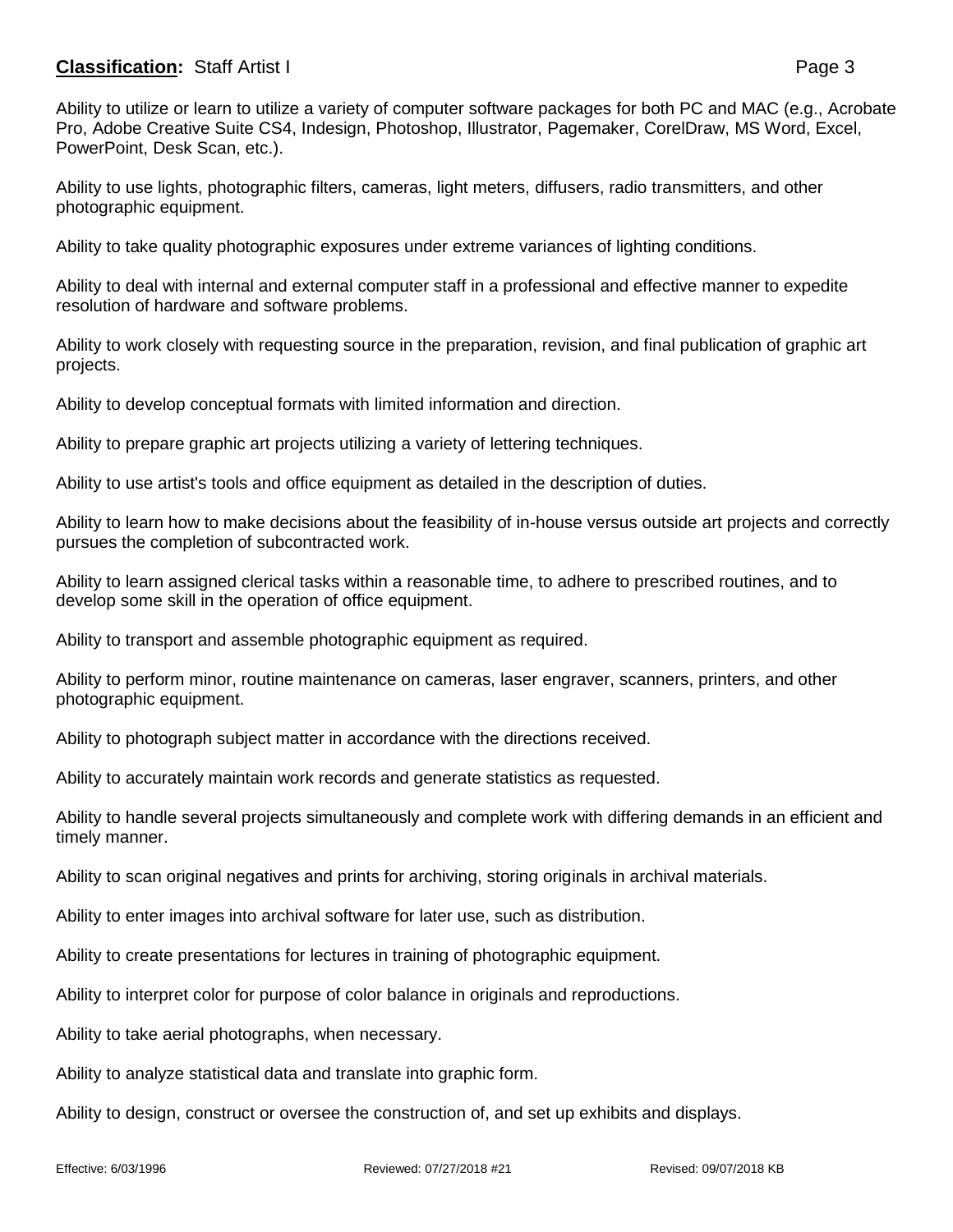Ability to utilize or learn to utilize a variety of computer software packages for both PC and MAC (e.g., Acrobate Pro, Adobe Creative Suite CS4, Indesign, Photoshop, Illustrator, Pagemaker, CorelDraw, MS Word, Excel, PowerPoint, Desk Scan, etc.).

Ability to use lights, photographic filters, cameras, light meters, diffusers, radio transmitters, and other photographic equipment.

Ability to take quality photographic exposures under extreme variances of lighting conditions.

Ability to deal with internal and external computer staff in a professional and effective manner to expedite resolution of hardware and software problems.

Ability to work closely with requesting source in the preparation, revision, and final publication of graphic art projects.

Ability to develop conceptual formats with limited information and direction.

Ability to prepare graphic art projects utilizing a variety of lettering techniques.

Ability to use artist's tools and office equipment as detailed in the description of duties.

Ability to learn how to make decisions about the feasibility of in-house versus outside art projects and correctly pursues the completion of subcontracted work.

Ability to learn assigned clerical tasks within a reasonable time, to adhere to prescribed routines, and to develop some skill in the operation of office equipment.

Ability to transport and assemble photographic equipment as required.

Ability to perform minor, routine maintenance on cameras, laser engraver, scanners, printers, and other photographic equipment.

Ability to photograph subject matter in accordance with the directions received.

Ability to accurately maintain work records and generate statistics as requested.

Ability to handle several projects simultaneously and complete work with differing demands in an efficient and timely manner.

Ability to scan original negatives and prints for archiving, storing originals in archival materials.

Ability to enter images into archival software for later use, such as distribution.

Ability to create presentations for lectures in training of photographic equipment.

Ability to interpret color for purpose of color balance in originals and reproductions.

Ability to take aerial photographs, when necessary.

Ability to analyze statistical data and translate into graphic form.

Ability to design, construct or oversee the construction of, and set up exhibits and displays.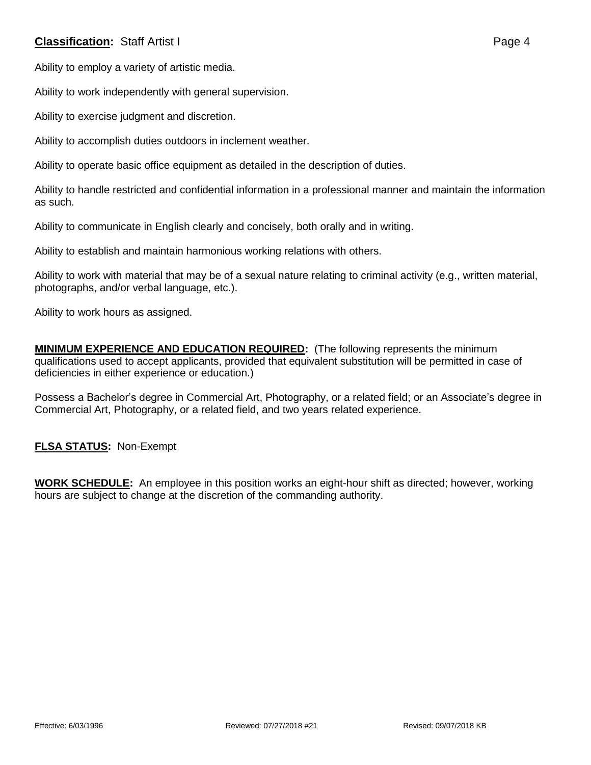Ability to employ a variety of artistic media.

Ability to work independently with general supervision.

Ability to exercise judgment and discretion.

Ability to accomplish duties outdoors in inclement weather.

Ability to operate basic office equipment as detailed in the description of duties.

Ability to handle restricted and confidential information in a professional manner and maintain the information as such.

Ability to communicate in English clearly and concisely, both orally and in writing.

Ability to establish and maintain harmonious working relations with others.

Ability to work with material that may be of a sexual nature relating to criminal activity (e.g., written material, photographs, and/or verbal language, etc.).

Ability to work hours as assigned.

**MINIMUM EXPERIENCE AND EDUCATION REQUIRED:** (The following represents the minimum qualifications used to accept applicants, provided that equivalent substitution will be permitted in case of deficiencies in either experience or education.)

Possess a Bachelor's degree in Commercial Art, Photography, or a related field; or an Associate's degree in Commercial Art, Photography, or a related field, and two years related experience.

**FLSA STATUS:** Non-Exempt

**WORK SCHEDULE:** An employee in this position works an eight-hour shift as directed; however, working hours are subject to change at the discretion of the commanding authority.

Effective: 6/03/1996 Reviewed: 07/27/2018 #21 Revised: 09/07/2018 KB